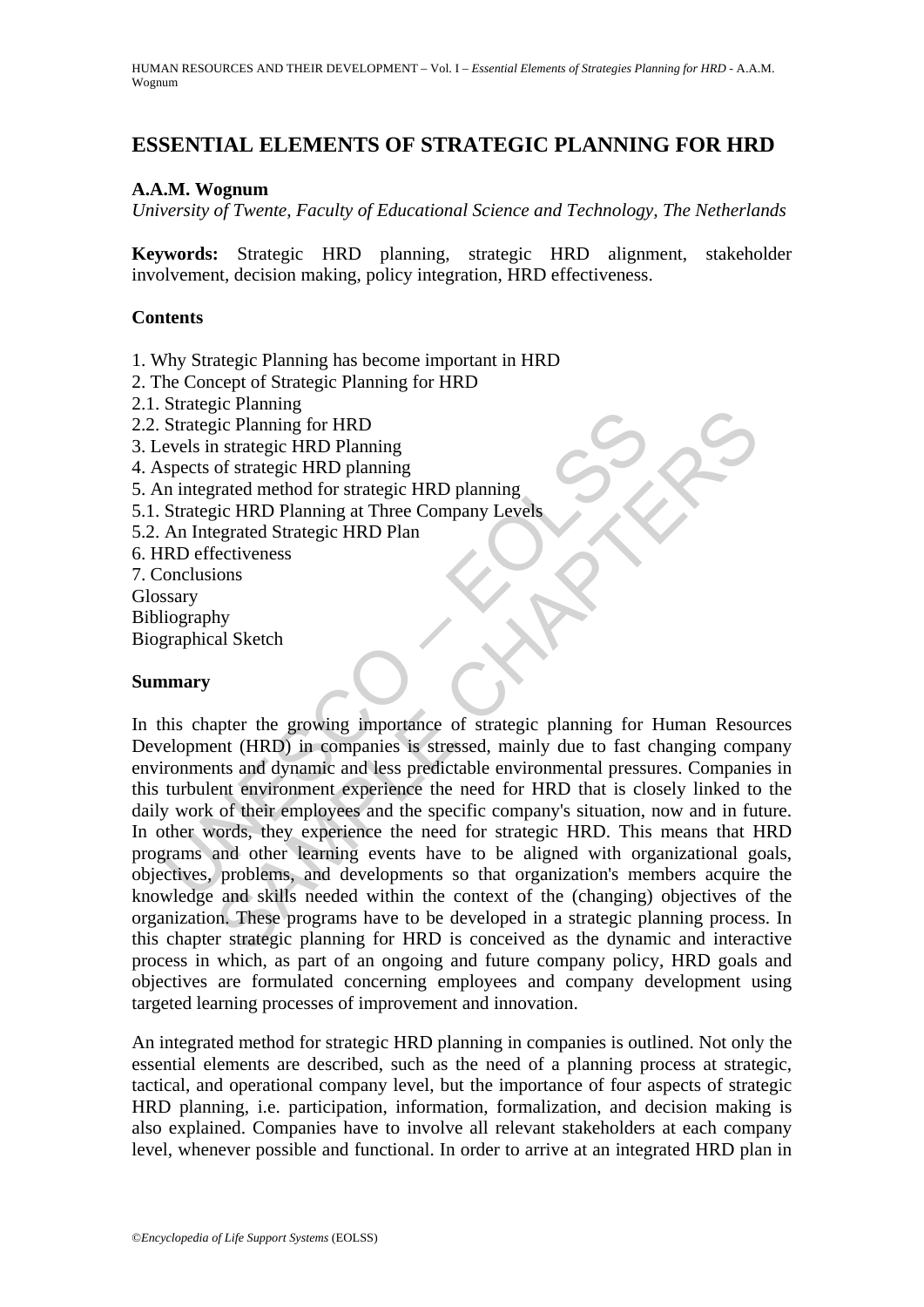# ESSENTIAL ELEMENTS OF STRATEGIC PLANNING FOR HRD

**A.A.M. Wognum**

*University of Twente, Faculty of Educational Science and Technology, The Netherlands*

**Keywords:** Strategic HRD planning, strategic HRD alignment, stakeholder involvement, decision making, policy integration, HRD effectiveness.

## Contents

1. Why Strategic Planning has become important in HRD
2. The Concept of Strategic Planning for HRD
2.1. Strategic Planning
2.2. Strategic Planning for HRD
3. Levels in strategic HRD Planning
4. Aspects of strategic HRD planning
5. An integrated method for strategic HRD planning
5.1. Strategic HRD Planning at Three Company Levels
5.2. An Integrated Strategic HRD Plan
6. HRD effectiveness
7. Conclusions

Glossary
Bibliography
Biographical Sketch

## Summary

In this chapter the growing importance of strategic planning for Human Resources Development (HRD) in companies is stressed, mainly due to fast changing company environments and dynamic and less predictable environmental pressures. Companies in this turbulent environment experience the need for HRD that is closely linked to the daily work of their employees and the specific company's situation, now and in future. In other words, they experience the need for strategic HRD. This means that HRD programs and other learning events have to be aligned with organizational goals, objectives, problems, and developments so that organization's members acquire the knowledge and skills needed within the context of the (changing) objectives of the organization. These programs have to be developed in a strategic planning process. In this chapter strategic planning for HRD is conceived as the dynamic and interactive process in which, as part of an ongoing and future company policy, HRD goals and objectives are formulated concerning employees and company development using targeted learning processes of improvement and innovation.

An integrated method for strategic HRD planning in companies is outlined. Not only the essential elements are described, such as the need of a planning process at strategic, tactical, and operational company level, but the importance of four aspects of strategic HRD planning, i.e. participation, information, formalization, and decision making is also explained. Companies have to involve all relevant stakeholders at each company level, whenever possible and functional. In order to arrive at an integrated HRD plan in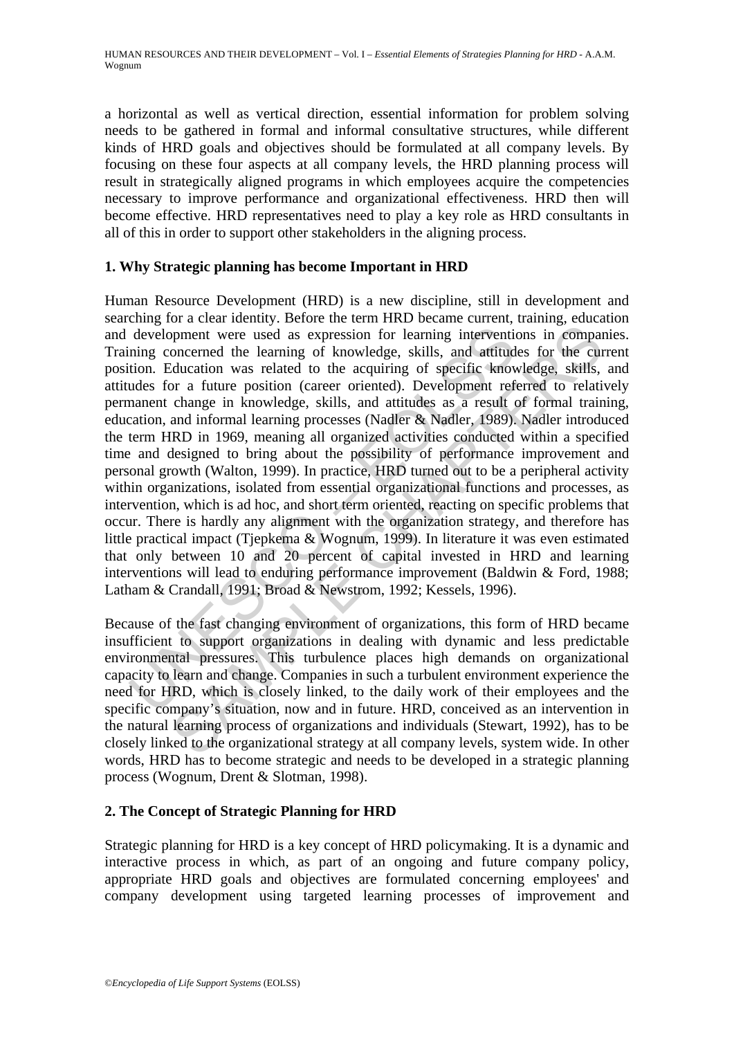a horizontal as well as vertical direction, essential information for problem solving needs to be gathered in formal and informal consultative structures, while different kinds of HRD goals and objectives should be formulated at all company levels. By focusing on these four aspects at all company levels, the HRD planning process will result in strategically aligned programs in which employees acquire the competencies necessary to improve performance and organizational effectiveness. HRD then will become effective. HRD representatives need to play a key role as HRD consultants in all of this in order to support other stakeholders in the aligning process.

## 1. Why Strategic planning has become Important in HRD

Human Resource Development (HRD) is a new discipline, still in development and searching for a clear identity. Before the term HRD became current, training, education and development were used as expression for learning interventions in companies. Training concerned the learning of knowledge, skills, and attitudes for the current position. Education was related to the acquiring of specific knowledge, skills, and attitudes for a future position (career oriented). Development referred to relatively permanent change in knowledge, skills, and attitudes as a result of formal training, education, and informal learning processes (Nadler & Nadler, 1989). Nadler introduced the term HRD in 1969, meaning all organized activities conducted within a specified time and designed to bring about the possibility of performance improvement and personal growth (Walton, 1999). In practice, HRD turned out to be a peripheral activity within organizations, isolated from essential organizational functions and processes, as intervention, which is ad hoc, and short term oriented, reacting on specific problems that occur. There is hardly any alignment with the organization strategy, and therefore has little practical impact (Tjepkema & Wognum, 1999). In literature it was even estimated that only between 10 and 20 percent of capital invested in HRD and learning interventions will lead to enduring performance improvement (Baldwin & Ford, 1988; Latham & Crandall, 1991; Broad & Newstrom, 1992; Kessels, 1996).

Because of the fast changing environment of organizations, this form of HRD became insufficient to support organizations in dealing with dynamic and less predictable environmental pressures. This turbulence places high demands on organizational capacity to learn and change. Companies in such a turbulent environment experience the need for HRD, which is closely linked, to the daily work of their employees and the specific company's situation, now and in future. HRD, conceived as an intervention in the natural learning process of organizations and individuals (Stewart, 1992), has to be closely linked to the organizational strategy at all company levels, system wide. In other words, HRD has to become strategic and needs to be developed in a strategic planning process (Wognum, Drent & Slotman, 1998).

## 2. The Concept of Strategic Planning for HRD

Strategic planning for HRD is a key concept of HRD policymaking. It is a dynamic and interactive process in which, as part of an ongoing and future company policy, appropriate HRD goals and objectives are formulated concerning employees' and company development using targeted learning processes of improvement and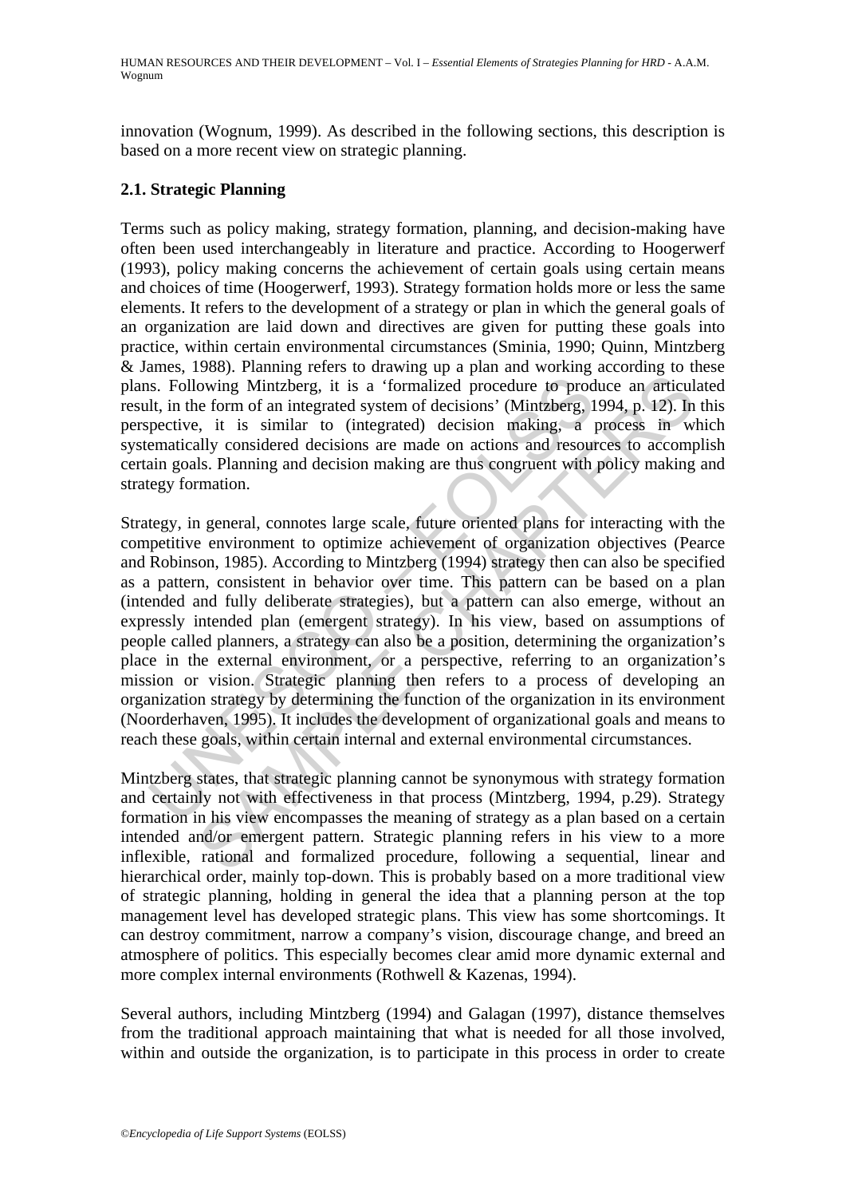innovation (Wognum, 1999). As described in the following sections, this description is based on a more recent view on strategic planning.

### 2.1. Strategic Planning

Terms such as policy making, strategy formation, planning, and decision-making have often been used interchangeably in literature and practice. According to Hoogerwerf (1993), policy making concerns the achievement of certain goals using certain means and choices of time (Hoogerwerf, 1993). Strategy formation holds more or less the same elements. It refers to the development of a strategy or plan in which the general goals of an organization are laid down and directives are given for putting these goals into practice, within certain environmental circumstances (Sminia, 1990; Quinn, Mintzberg & James, 1988). Planning refers to drawing up a plan and working according to these plans. Following Mintzberg, it is a 'formalized procedure to produce an articulated result, in the form of an integrated system of decisions' (Mintzberg, 1994, p. 12). In this perspective, it is similar to (integrated) decision making, a process in which systematically considered decisions are made on actions and resources to accomplish certain goals. Planning and decision making are thus congruent with policy making and strategy formation.

Strategy, in general, connotes large scale, future oriented plans for interacting with the competitive environment to optimize achievement of organization objectives (Pearce and Robinson, 1985). According to Mintzberg (1994) strategy then can also be specified as a pattern, consistent in behavior over time. This pattern can be based on a plan (intended and fully deliberate strategies), but a pattern can also emerge, without an expressly intended plan (emergent strategy). In his view, based on assumptions of people called planners, a strategy can also be a position, determining the organization's place in the external environment, or a perspective, referring to an organization's mission or vision. Strategic planning then refers to a process of developing an organization strategy by determining the function of the organization in its environment (Noorderhaven, 1995). It includes the development of organizational goals and means to reach these goals, within certain internal and external environmental circumstances.

Mintzberg states, that strategic planning cannot be synonymous with strategy formation and certainly not with effectiveness in that process (Mintzberg, 1994, p.29). Strategy formation in his view encompasses the meaning of strategy as a plan based on a certain intended and/or emergent pattern. Strategic planning refers in his view to a more inflexible, rational and formalized procedure, following a sequential, linear and hierarchical order, mainly top-down. This is probably based on a more traditional view of strategic planning, holding in general the idea that a planning person at the top management level has developed strategic plans. This view has some shortcomings. It can destroy commitment, narrow a company's vision, discourage change, and breed an atmosphere of politics. This especially becomes clear amid more dynamic external and more complex internal environments (Rothwell & Kazenas, 1994).

Several authors, including Mintzberg (1994) and Galagan (1997), distance themselves from the traditional approach maintaining that what is needed for all those involved, within and outside the organization, is to participate in this process in order to create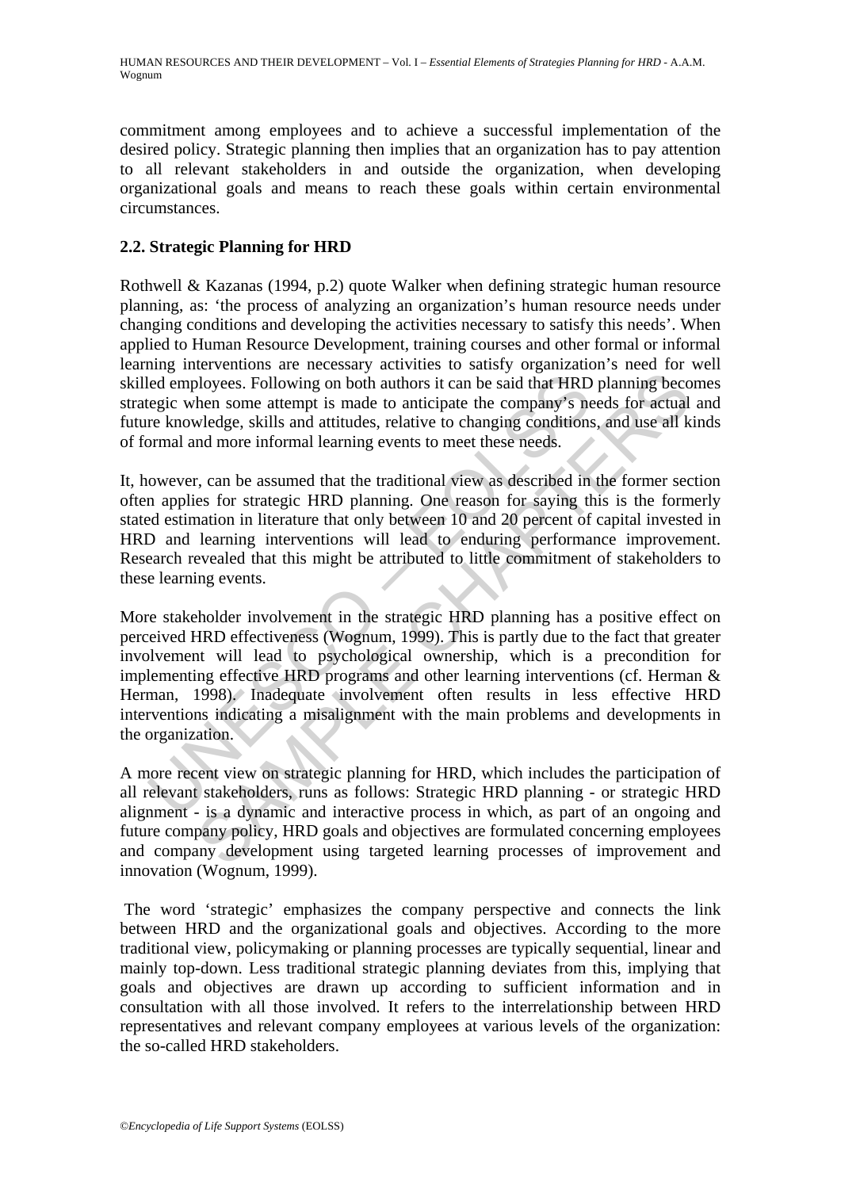commitment among employees and to achieve a successful implementation of the desired policy. Strategic planning then implies that an organization has to pay attention to all relevant stakeholders in and outside the organization, when developing organizational goals and means to reach these goals within certain environmental circumstances.

### 2.2. Strategic Planning for HRD

Rothwell & Kazanas (1994, p.2) quote Walker when defining strategic human resource planning, as: 'the process of analyzing an organization's human resource needs under changing conditions and developing the activities necessary to satisfy this needs'. When applied to Human Resource Development, training courses and other formal or informal learning interventions are necessary activities to satisfy organization's need for well skilled employees. Following on both authors it can be said that HRD planning becomes strategic when some attempt is made to anticipate the company's needs for actual and future knowledge, skills and attitudes, relative to changing conditions, and use all kinds of formal and more informal learning events to meet these needs.

It, however, can be assumed that the traditional view as described in the former section often applies for strategic HRD planning. One reason for saying this is the formerly stated estimation in literature that only between 10 and 20 percent of capital invested in HRD and learning interventions will lead to enduring performance improvement. Research revealed that this might be attributed to little commitment of stakeholders to these learning events.

More stakeholder involvement in the strategic HRD planning has a positive effect on perceived HRD effectiveness (Wognum, 1999). This is partly due to the fact that greater involvement will lead to psychological ownership, which is a precondition for implementing effective HRD programs and other learning interventions (cf. Herman & Herman, 1998). Inadequate involvement often results in less effective HRD interventions indicating a misalignment with the main problems and developments in the organization.

A more recent view on strategic planning for HRD, which includes the participation of all relevant stakeholders, runs as follows: Strategic HRD planning - or strategic HRD alignment - is a dynamic and interactive process in which, as part of an ongoing and future company policy, HRD goals and objectives are formulated concerning employees and company development using targeted learning processes of improvement and innovation (Wognum, 1999).

The word 'strategic' emphasizes the company perspective and connects the link between HRD and the organizational goals and objectives. According to the more traditional view, policymaking or planning processes are typically sequential, linear and mainly top-down. Less traditional strategic planning deviates from this, implying that goals and objectives are drawn up according to sufficient information and in consultation with all those involved. It refers to the interrelationship between HRD representatives and relevant company employees at various levels of the organization: the so-called HRD stakeholders.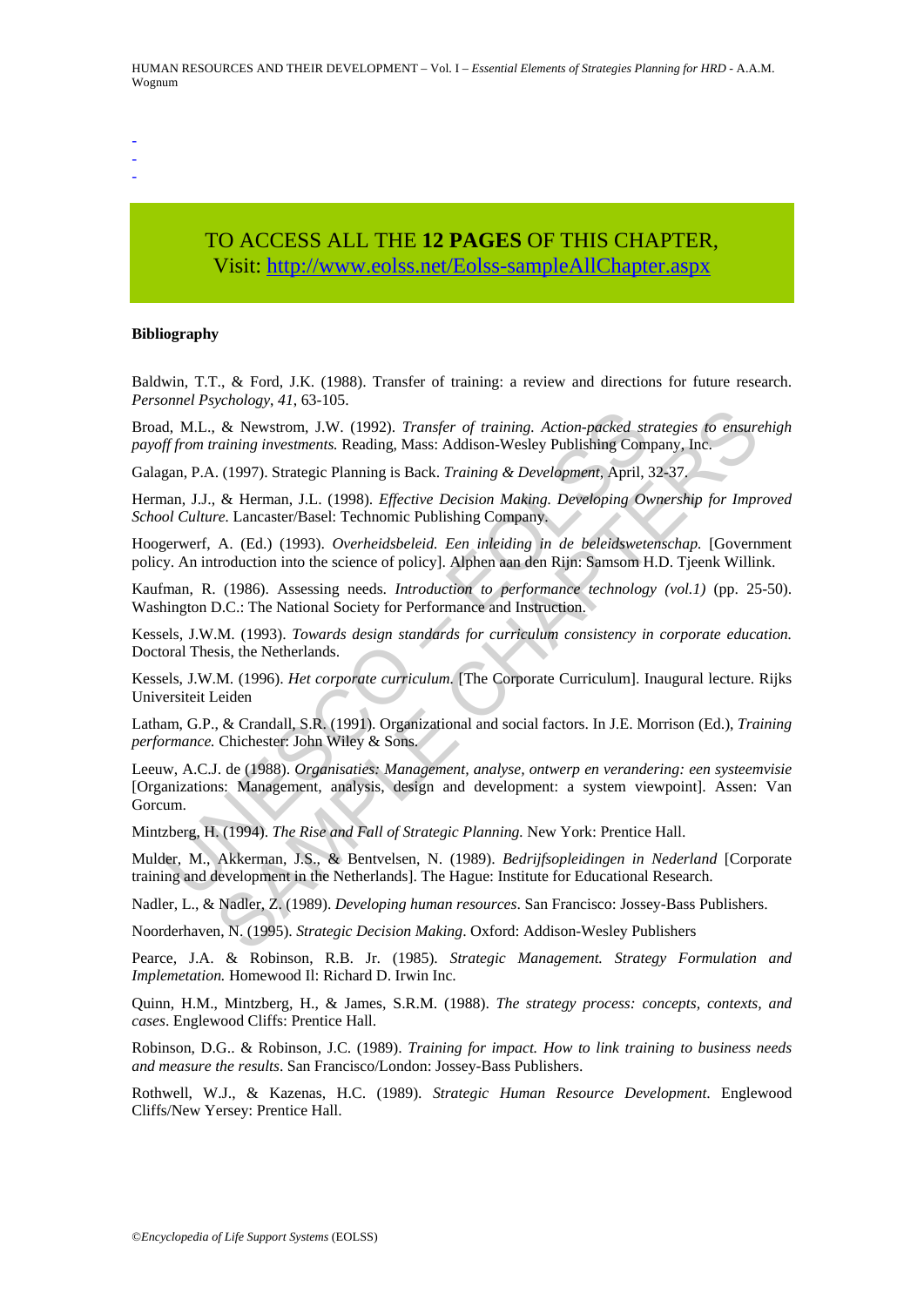-
-
-

TO ACCESS ALL THE **12 PAGES** OF THIS CHAPTER,
Visit: http://www.eolss.net/Eolss-sampleAllChapter.aspx

**Bibliography**

Baldwin, T.T., & Ford, J.K. (1988). Transfer of training: a review and directions for future research. *Personnel Psychology*, *41*, 63-105.

Broad, M.L., & Newstrom, J.W. (1992). *Transfer of training. Action-packed strategies to ensurehigh payoff from training investments.* Reading, Mass: Addison-Wesley Publishing Company, Inc.

Galagan, P.A. (1997). Strategic Planning is Back. *Training & Development*, April, 32-37.

Herman, J.J., & Herman, J.L. (1998). *Effective Decision Making. Developing Ownership for Improved School Culture.* Lancaster/Basel: Technomic Publishing Company.

Hoogerwerf, A. (Ed.) (1993). *Overheidsbeleid. Een inleiding in de beleidswetenschap.* [Government policy. An introduction into the science of policy]. Alphen aan den Rijn: Samsom H.D. Tjeenk Willink.

Kaufman, R. (1986). Assessing needs. *Introduction to performance technology (vol.1)* (pp. 25-50). Washington D.C.: The National Society for Performance and Instruction.

Kessels, J.W.M. (1993). *Towards design standards for curriculum consistency in corporate education.* Doctoral Thesis, the Netherlands.

Kessels, J.W.M. (1996). *Het corporate curriculum.* [The Corporate Curriculum]. Inaugural lecture. Rijks Universiteit Leiden

Latham, G.P., & Crandall, S.R. (1991). Organizational and social factors. In J.E. Morrison (Ed.), *Training performance.* Chichester: John Wiley & Sons.

Leeuw, A.C.J. de (1988). *Organisaties: Management, analyse, ontwerp en verandering: een systeemvisie* [Organizations: Management, analysis, design and development: a system viewpoint]. Assen: Van Gorcum.

Mintzberg, H. (1994). *The Rise and Fall of Strategic Planning.* New York: Prentice Hall.

Mulder, M., Akkerman, J.S., & Bentvelsen, N. (1989). *Bedrijfsopleidingen in Nederland* [Corporate training and development in the Netherlands]. The Hague: Institute for Educational Research.

Nadler, L., & Nadler, Z. (1989). *Developing human resources*. San Francisco: Jossey-Bass Publishers.

Noorderhaven, N. (1995). *Strategic Decision Making*. Oxford: Addison-Wesley Publishers

Pearce, J.A. & Robinson, R.B. Jr. (1985). *Strategic Management. Strategy Formulation and Implemetation.* Homewood Il: Richard D. Irwin Inc.

Quinn, H.M., Mintzberg, H., & James, S.R.M. (1988). *The strategy process: concepts, contexts, and cases*. Englewood Cliffs: Prentice Hall.

Robinson, D.G.. & Robinson, J.C. (1989). *Training for impact. How to link training to business needs and measure the results*. San Francisco/London: Jossey-Bass Publishers.

Rothwell, W.J., & Kazenas, H.C. (1989). *Strategic Human Resource Development*. Englewood Cliffs/New Yersey: Prentice Hall.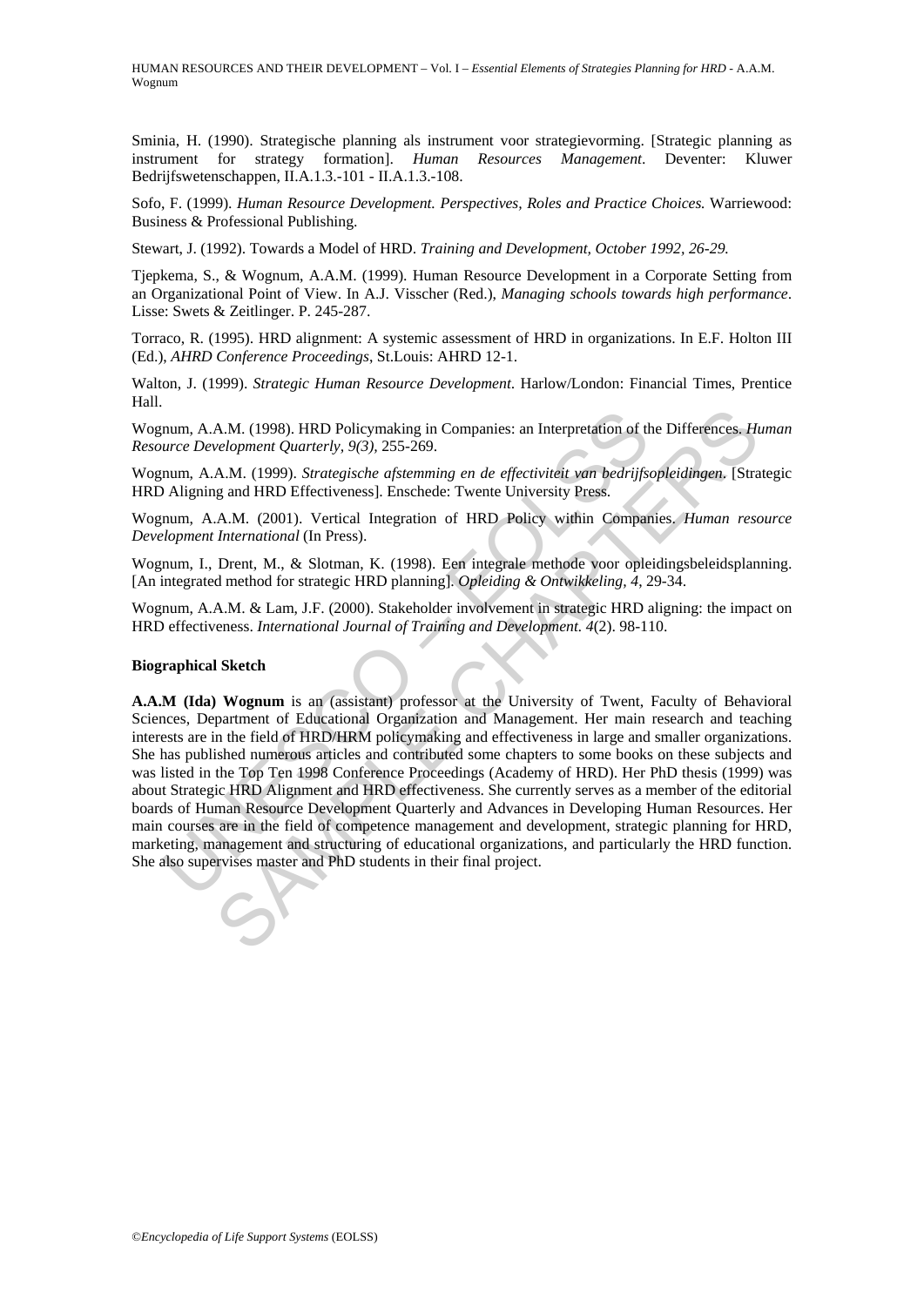Sminia, H. (1990). Strategische planning als instrument voor strategievorming. [Strategic planning as instrument for strategy formation]. *Human Resources Management*. Deventer: Kluwer Bedrijfswetenschappen, II.A.1.3.-101 - II.A.1.3.-108.

Sofo, F. (1999). *Human Resource Development. Perspectives, Roles and Practice Choices.* Warriewood: Business & Professional Publishing.

Stewart, J. (1992). Towards a Model of HRD. *Training and Development, October 1992, 26-29.*

Tjepkema, S., & Wognum, A.A.M. (1999). Human Resource Development in a Corporate Setting from an Organizational Point of View. In A.J. Visscher (Red.), *Managing schools towards high performance*. Lisse: Swets & Zeitlinger. P. 245-287.

Torraco, R. (1995). HRD alignment: A systemic assessment of HRD in organizations. In E.F. Holton III (Ed.), *AHRD Conference Proceedings*, St.Louis: AHRD 12-1.

Walton, J. (1999). *Strategic Human Resource Development*. Harlow/London: Financial Times, Prentice Hall.

Wognum, A.A.M. (1998). HRD Policymaking in Companies: an Interpretation of the Differences. *Human Resource Development Quarterly, 9(3)*, 255-269.

Wognum, A.A.M. (1999). *Strategische afstemming en de effectiviteit van bedrijfsopleidingen*. [Strategic HRD Aligning and HRD Effectiveness]. Enschede: Twente University Press.

Wognum, A.A.M. (2001). Vertical Integration of HRD Policy within Companies. *Human resource Development International* (In Press).

Wognum, I., Drent, M., & Slotman, K. (1998). Een integrale methode voor opleidingsbeleidsplanning. [An integrated method for strategic HRD planning]. *Opleiding & Ontwikkeling, 4*, 29-34.

Wognum, A.A.M. & Lam, J.F. (2000). Stakeholder involvement in strategic HRD aligning: the impact on HRD effectiveness. *International Journal of Training and Development. 4*(2). 98-110.

**Biographical Sketch**

**A.A.M (Ida) Wognum** is an (assistant) professor at the University of Twent, Faculty of Behavioral Sciences, Department of Educational Organization and Management. Her main research and teaching interests are in the field of HRD/HRM policymaking and effectiveness in large and smaller organizations. She has published numerous articles and contributed some chapters to some books on these subjects and was listed in the Top Ten 1998 Conference Proceedings (Academy of HRD). Her PhD thesis (1999) was about Strategic HRD Alignment and HRD effectiveness. She currently serves as a member of the editorial boards of Human Resource Development Quarterly and Advances in Developing Human Resources. Her main courses are in the field of competence management and development, strategic planning for HRD, marketing, management and structuring of educational organizations, and particularly the HRD function. She also supervises master and PhD students in their final project.